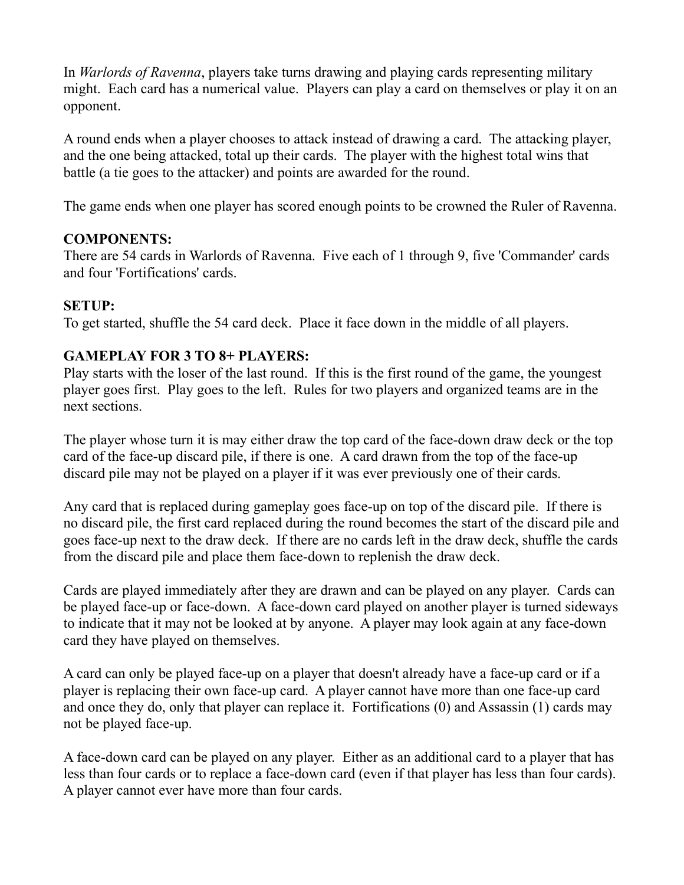In *Warlords of Ravenna*, players take turns drawing and playing cards representing military might. Each card has a numerical value. Players can play a card on themselves or play it on an opponent.

A round ends when a player chooses to attack instead of drawing a card. The attacking player, and the one being attacked, total up their cards. The player with the highest total wins that battle (a tie goes to the attacker) and points are awarded for the round.

The game ends when one player has scored enough points to be crowned the Ruler of Ravenna.

**COMPONENTS:**
There are 54 cards in Warlords of Ravenna. Five each of 1 through 9, five 'Commander' cards and four 'Fortifications' cards.

**SETUP:**
To get started, shuffle the 54 card deck. Place it face down in the middle of all players.

**GAMEPLAY FOR 3 TO 8+ PLAYERS:**
Play starts with the loser of the last round. If this is the first round of the game, the youngest player goes first. Play goes to the left. Rules for two players and organized teams are in the next sections.

The player whose turn it is may either draw the top card of the face-down draw deck or the top card of the face-up discard pile, if there is one. A card drawn from the top of the face-up discard pile may not be played on a player if it was ever previously one of their cards.

Any card that is replaced during gameplay goes face-up on top of the discard pile. If there is no discard pile, the first card replaced during the round becomes the start of the discard pile and goes face-up next to the draw deck. If there are no cards left in the draw deck, shuffle the cards from the discard pile and place them face-down to replenish the draw deck.

Cards are played immediately after they are drawn and can be played on any player. Cards can be played face-up or face-down. A face-down card played on another player is turned sideways to indicate that it may not be looked at by anyone. A player may look again at any face-down card they have played on themselves.

A card can only be played face-up on a player that doesn't already have a face-up card or if a player is replacing their own face-up card. A player cannot have more than one face-up card and once they do, only that player can replace it. Fortifications (0) and Assassin (1) cards may not be played face-up.

A face-down card can be played on any player. Either as an additional card to a player that has less than four cards or to replace a face-down card (even if that player has less than four cards). A player cannot ever have more than four cards.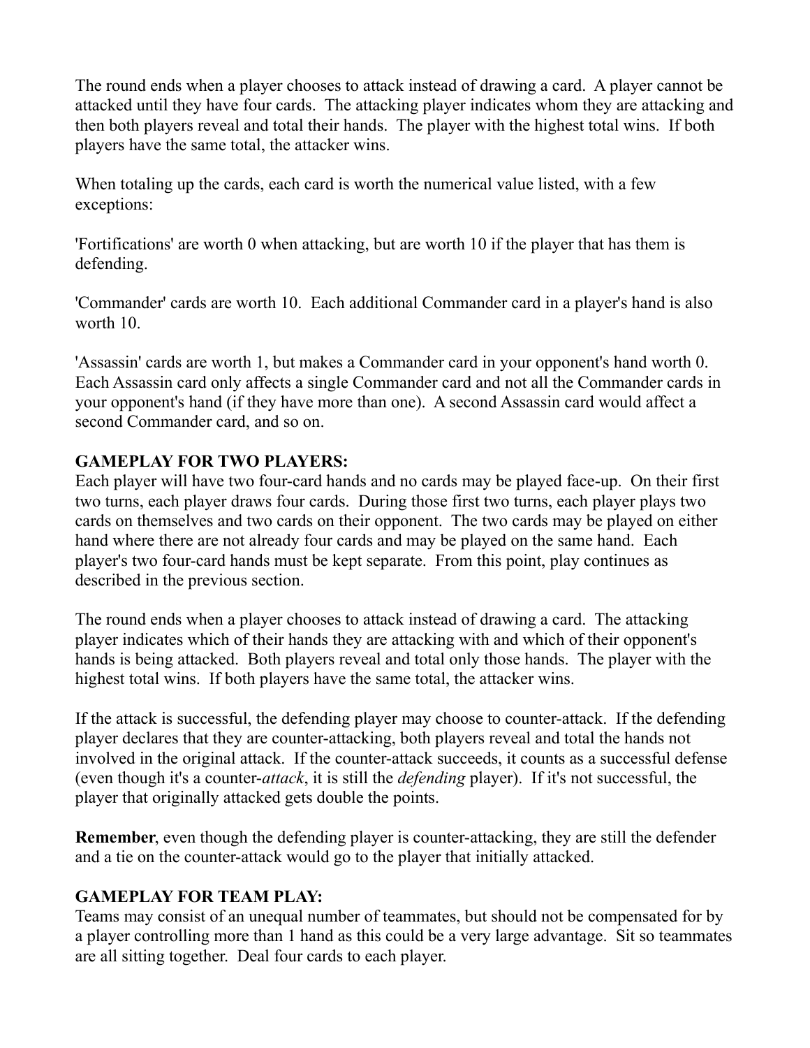The round ends when a player chooses to attack instead of drawing a card. A player cannot be attacked until they have four cards. The attacking player indicates whom they are attacking and then both players reveal and total their hands. The player with the highest total wins. If both players have the same total, the attacker wins.

When totaling up the cards, each card is worth the numerical value listed, with a few exceptions:

'Fortifications' are worth 0 when attacking, but are worth 10 if the player that has them is defending.

'Commander' cards are worth 10. Each additional Commander card in a player's hand is also worth 10.

'Assassin' cards are worth 1, but makes a Commander card in your opponent's hand worth 0. Each Assassin card only affects a single Commander card and not all the Commander cards in your opponent's hand (if they have more than one). A second Assassin card would affect a second Commander card, and so on.

**GAMEPLAY FOR TWO PLAYERS:**
Each player will have two four-card hands and no cards may be played face-up. On their first two turns, each player draws four cards. During those first two turns, each player plays two cards on themselves and two cards on their opponent. The two cards may be played on either hand where there are not already four cards and may be played on the same hand. Each player's two four-card hands must be kept separate. From this point, play continues as described in the previous section.

The round ends when a player chooses to attack instead of drawing a card. The attacking player indicates which of their hands they are attacking with and which of their opponent's hands is being attacked. Both players reveal and total only those hands. The player with the highest total wins. If both players have the same total, the attacker wins.

If the attack is successful, the defending player may choose to counter-attack. If the defending player declares that they are counter-attacking, both players reveal and total the hands not involved in the original attack. If the counter-attack succeeds, it counts as a successful defense (even though it's a counter-*attack*, it is still the *defending* player). If it's not successful, the player that originally attacked gets double the points.

**Remember**, even though the defending player is counter-attacking, they are still the defender and a tie on the counter-attack would go to the player that initially attacked.

**GAMEPLAY FOR TEAM PLAY:**
Teams may consist of an unequal number of teammates, but should not be compensated for by a player controlling more than 1 hand as this could be a very large advantage. Sit so teammates are all sitting together. Deal four cards to each player.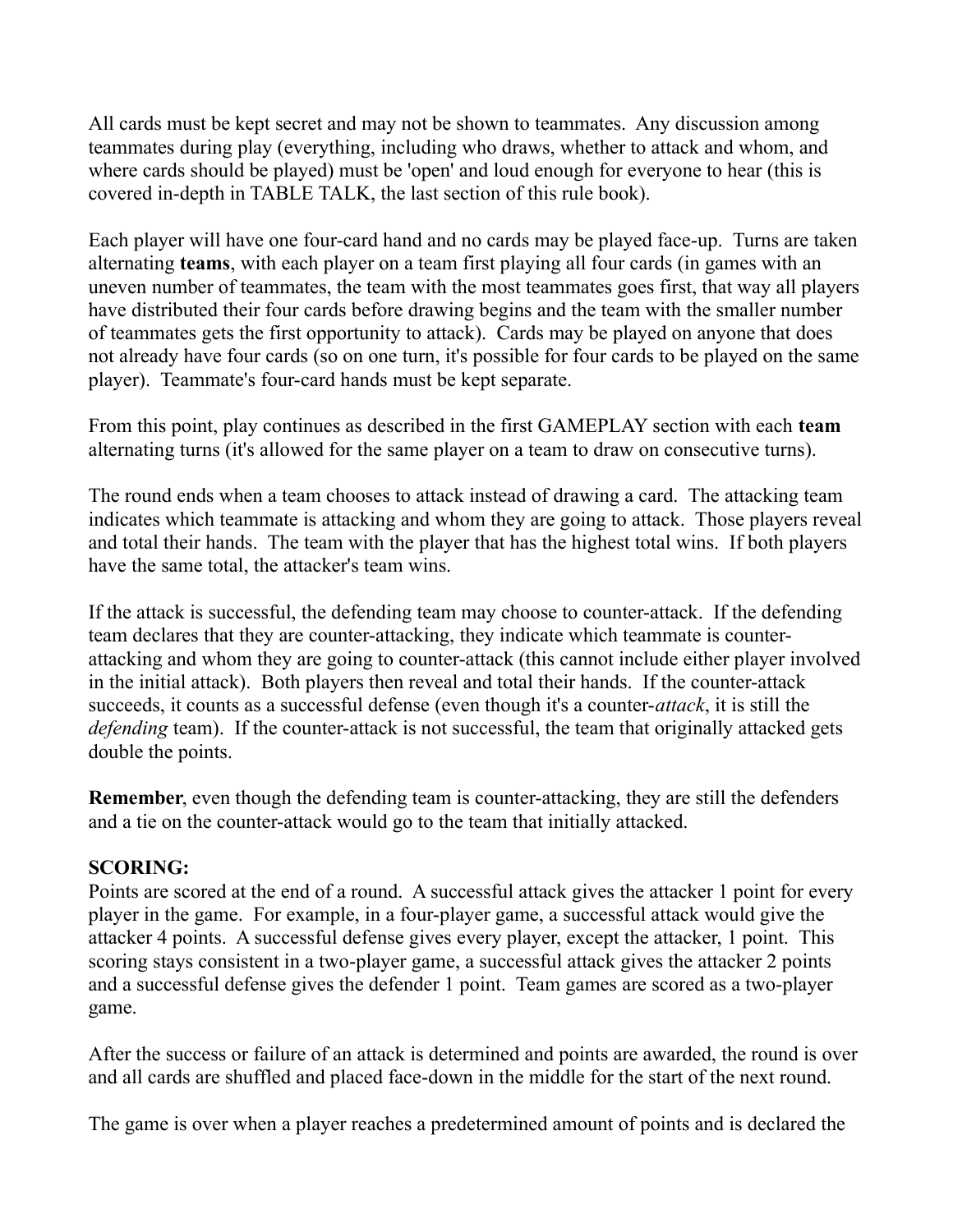All cards must be kept secret and may not be shown to teammates. Any discussion among teammates during play (everything, including who draws, whether to attack and whom, and where cards should be played) must be 'open' and loud enough for everyone to hear (this is covered in-depth in TABLE TALK, the last section of this rule book).

Each player will have one four-card hand and no cards may be played face-up. Turns are taken alternating **teams**, with each player on a team first playing all four cards (in games with an uneven number of teammates, the team with the most teammates goes first, that way all players have distributed their four cards before drawing begins and the team with the smaller number of teammates gets the first opportunity to attack). Cards may be played on anyone that does not already have four cards (so on one turn, it's possible for four cards to be played on the same player). Teammate's four-card hands must be kept separate.

From this point, play continues as described in the first GAMEPLAY section with each **team** alternating turns (it's allowed for the same player on a team to draw on consecutive turns).

The round ends when a team chooses to attack instead of drawing a card. The attacking team indicates which teammate is attacking and whom they are going to attack. Those players reveal and total their hands. The team with the player that has the highest total wins. If both players have the same total, the attacker's team wins.

If the attack is successful, the defending team may choose to counter-attack. If the defending team declares that they are counter-attacking, they indicate which teammate is counter-attacking and whom they are going to counter-attack (this cannot include either player involved in the initial attack). Both players then reveal and total their hands. If the counter-attack succeeds, it counts as a successful defense (even though it's a counter-*attack*, it is still the *defending* team). If the counter-attack is not successful, the team that originally attacked gets double the points.

**Remember**, even though the defending team is counter-attacking, they are still the defenders and a tie on the counter-attack would go to the team that initially attacked.

**SCORING:**
Points are scored at the end of a round. A successful attack gives the attacker 1 point for every player in the game. For example, in a four-player game, a successful attack would give the attacker 4 points. A successful defense gives every player, except the attacker, 1 point. This scoring stays consistent in a two-player game, a successful attack gives the attacker 2 points and a successful defense gives the defender 1 point. Team games are scored as a two-player game.

After the success or failure of an attack is determined and points are awarded, the round is over and all cards are shuffled and placed face-down in the middle for the start of the next round.

The game is over when a player reaches a predetermined amount of points and is declared the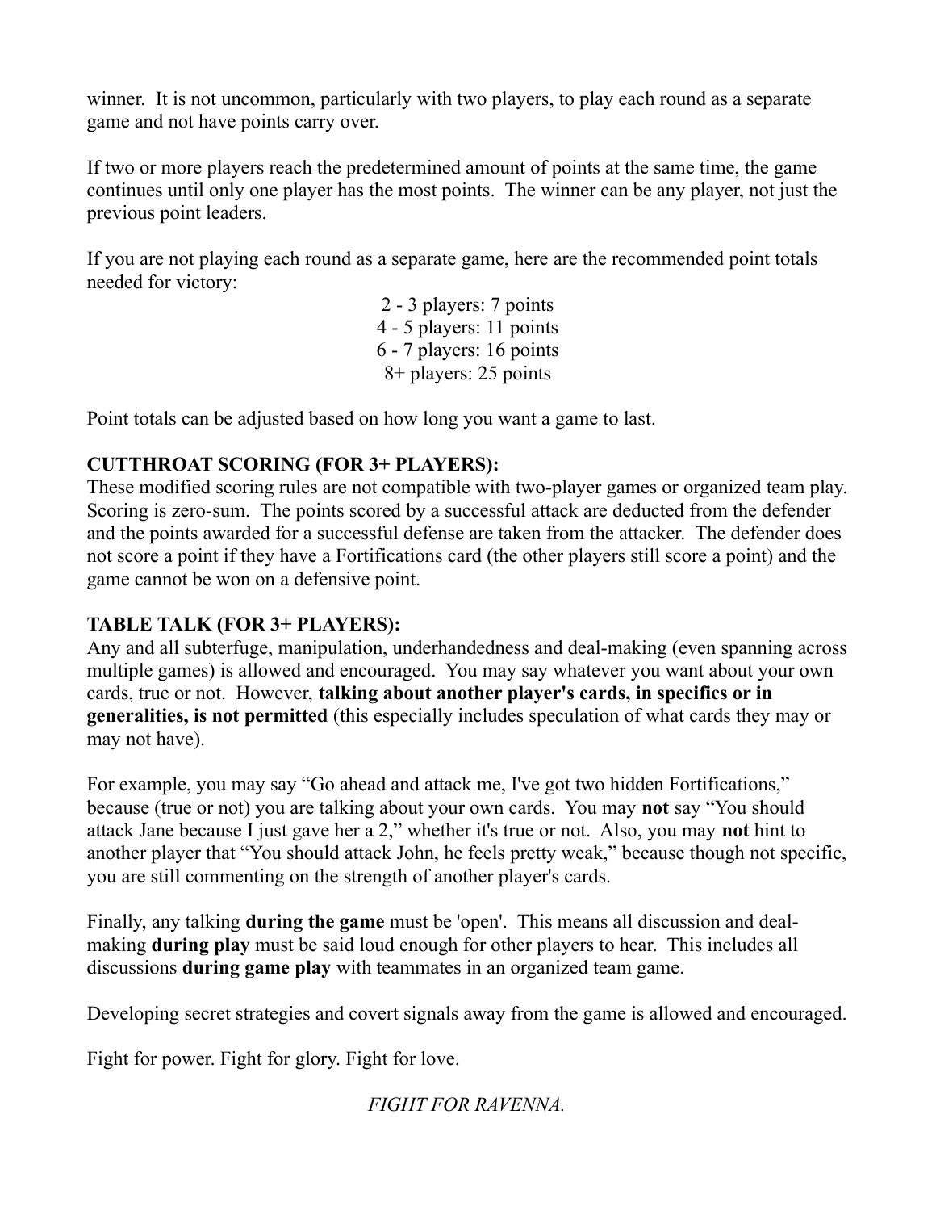winner. It is not uncommon, particularly with two players, to play each round as a separate game and not have points carry over.

If two or more players reach the predetermined amount of points at the same time, the game continues until only one player has the most points. The winner can be any player, not just the previous point leaders.

If you are not playing each round as a separate game, here are the recommended point totals needed for victory:

2 - 3 players: 7 points
4 - 5 players: 11 points
6 - 7 players: 16 points
8+ players: 25 points

Point totals can be adjusted based on how long you want a game to last.

**CUTTHROAT SCORING (FOR 3+ PLAYERS):**

These modified scoring rules are not compatible with two-player games or organized team play. Scoring is zero-sum. The points scored by a successful attack are deducted from the defender and the points awarded for a successful defense are taken from the attacker. The defender does not score a point if they have a Fortifications card (the other players still score a point) and the game cannot be won on a defensive point.

**TABLE TALK (FOR 3+ PLAYERS):**

Any and all subterfuge, manipulation, underhandedness and deal-making (even spanning across multiple games) is allowed and encouraged. You may say whatever you want about your own cards, true or not. However, **talking about another player's cards, in specifics or in generalities, is not permitted** (this especially includes speculation of what cards they may or may not have).

For example, you may say "Go ahead and attack me, I've got two hidden Fortifications," because (true or not) you are talking about your own cards. You may **not** say "You should attack Jane because I just gave her a 2," whether it's true or not. Also, you may **not** hint to another player that "You should attack John, he feels pretty weak," because though not specific, you are still commenting on the strength of another player's cards.

Finally, any talking **during the game** must be 'open'. This means all discussion and deal-making **during play** must be said loud enough for other players to hear. This includes all discussions **during game play** with teammates in an organized team game.

Developing secret strategies and covert signals away from the game is allowed and encouraged.

Fight for power. Fight for glory. Fight for love.

*FIGHT FOR RAVENNA.*